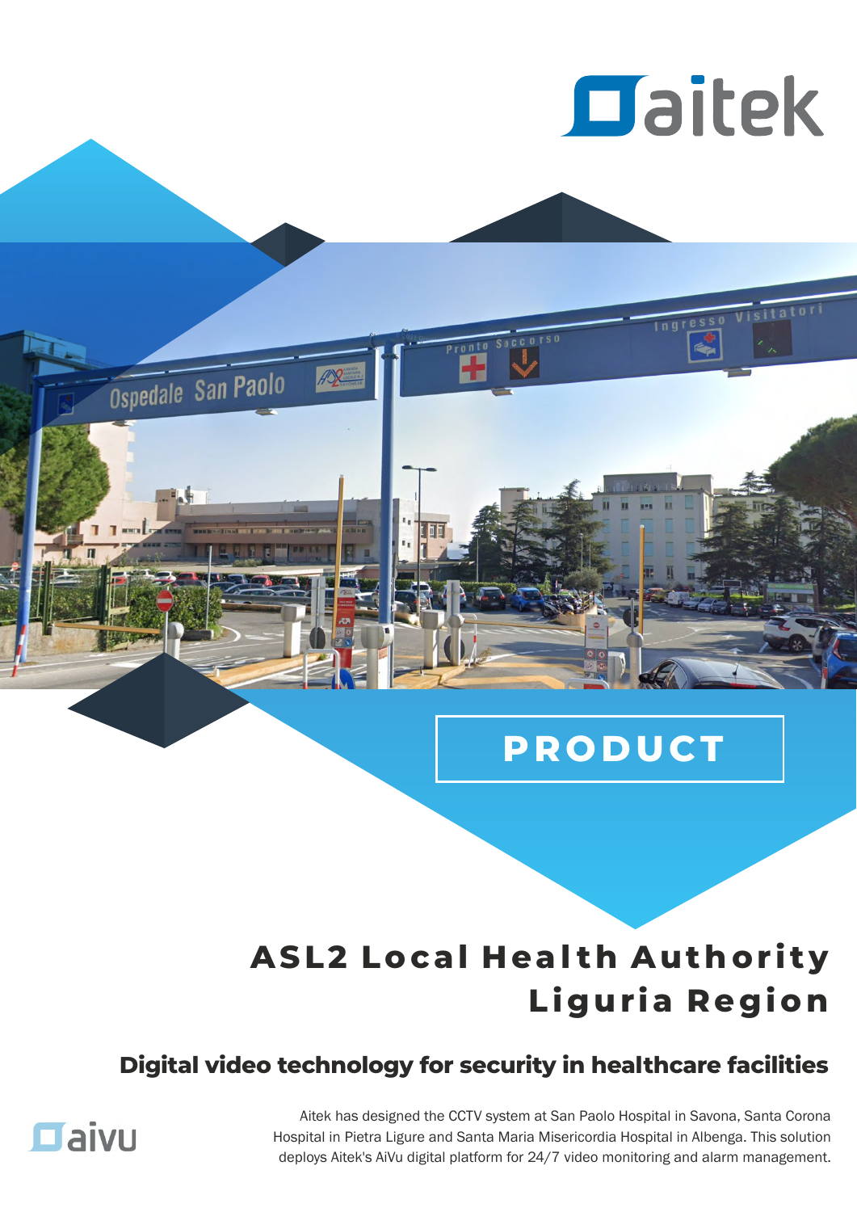PRODUCT

# ASL2 Local Health Authority Liguria Region

## Digital video technology for security in healthcare facilities

Aitek has designed the CCTV system at San Paolo Hospital in Savona, Santa Corona Hospital in Pietra Ligure and Santa Maria Misericordia Hospital in Albenga. This solution deploys Aitek's AiVu digital platform for 24/7 video monitoring and alarm management.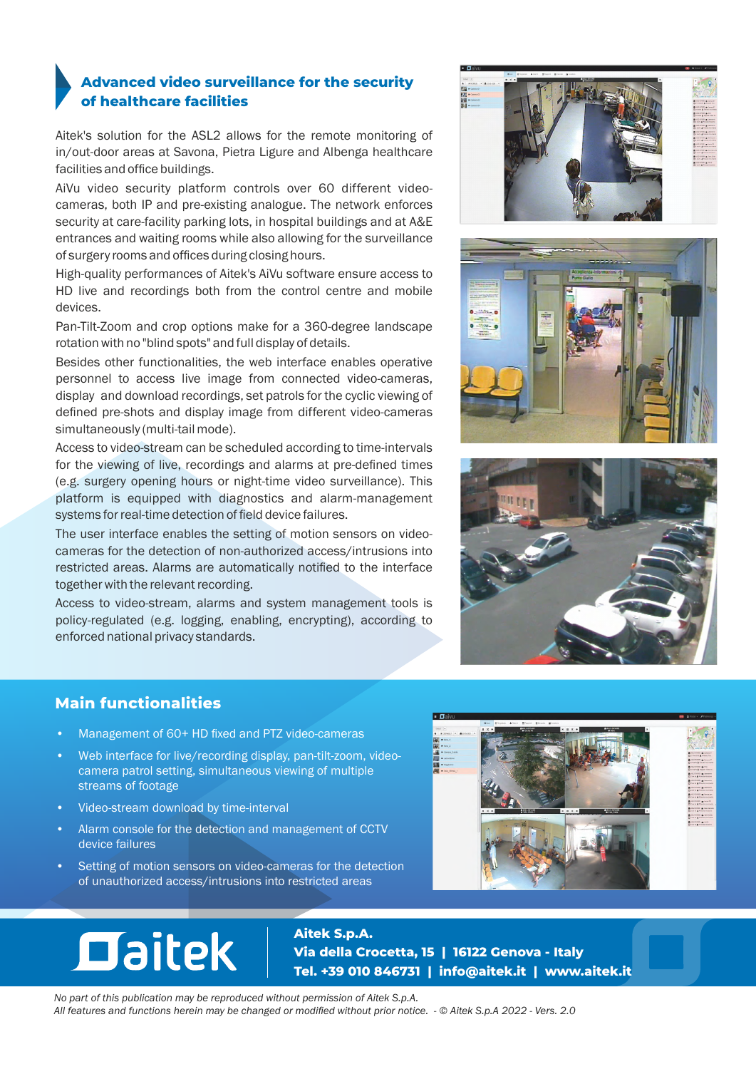## Advanced video surveillance for the security of healthcare facilities

Aitek's solution for the ASL2 allows for the remote monitoring of in/out-door areas at Savona, Pietra Ligure and Albenga healthcare facilities and office buildings.

AiVu video security platform controls over 60 different video-cameras, both IP and pre-existing analogue. The network enforces security at care-facility parking lots, in hospital buildings and at A&E entrances and waiting rooms while also allowing for the surveillance of surgery rooms and offices during closing hours.

High-quality performances of Aitek's AiVu software ensure access to HD live and recordings both from the control centre and mobile devices.

Pan-Tilt-Zoom and crop options make for a 360-degree landscape rotation with no "blind spots" and full display of details.

Besides other functionalities, the web interface enables operative personnel to access live image from connected video-cameras, display and download recordings, set patrols for the cyclic viewing of defined pre-shots and display image from different video-cameras simultaneously (multi-tail mode).

Access to video-stream can be scheduled according to time-intervals for the viewing of live, recordings and alarms at pre-defined times (e.g. surgery opening hours or night-time video surveillance). This platform is equipped with diagnostics and alarm-management systems for real-time detection of field device failures.

The user interface enables the setting of motion sensors on video-cameras for the detection of non-authorized access/intrusions into restricted areas. Alarms are automatically notified to the interface together with the relevant recording.

Access to video-stream, alarms and system management tools is policy-regulated (e.g. logging, enabling, encrypting), according to enforced national privacy standards.

## Main functionalities

- Management of 60+ HD fixed and PTZ video-cameras
- Web interface for live/recording display, pan-tilt-zoom, video-camera patrol setting, simultaneous viewing of multiple streams of footage
- Video-stream download by time-interval
- Alarm console for the detection and management of CCTV device failures
- Setting of motion sensors on video-cameras for the detection of unauthorized access/intrusions into restricted areas

aitek

**Aitek S.p.A.**
**Via della Crocetta, 15 | 16122 Genova - Italy**
**Tel. +39 010 846731 | info@aitek.it | www.aitek.it**

*No part of this publication may be reproduced without permission of Aitek S.p.A.*
*All features and functions herein may be changed or modified without prior notice. - © Aitek S.p.A 2022 - Vers. 2.0*